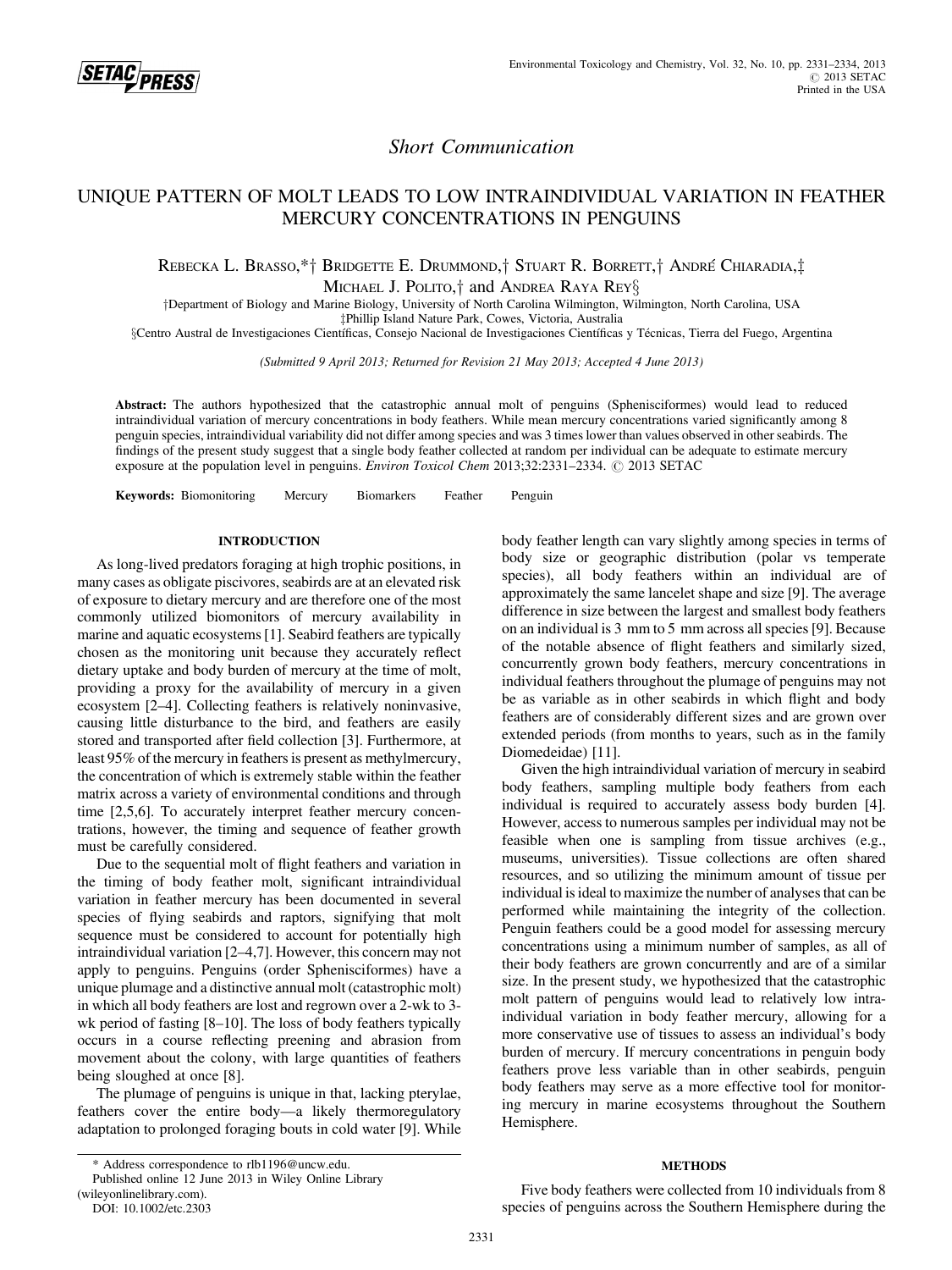*Short Communication*

# UNIQUE PATTERN OF MOLT LEADS TO LOW INTRAINDIVIDUAL VARIATION IN FEATHER MERCURY CONCENTRATIONS IN PENGUINS

REBECKA L. BRASSO,*† BRIDGETTE E. DRUMMOND,† STUART R. BORRETT,† ANDRÉ CHIARADIA,‡ MICHAEL J. POLITO,† and ANDREA RAYA REY§

†Department of Biology and Marine Biology, University of North Carolina Wilmington, Wilmington, North Carolina, USA
‡Phillip Island Nature Park, Cowes, Victoria, Australia
§Centro Austral de Investigaciones Científicas, Consejo Nacional de Investigaciones Científicas y Técnicas, Tierra del Fuego, Argentina

*(Submitted 9 April 2013; Returned for Revision 21 May 2013; Accepted 4 June 2013)*

**Abstract:** The authors hypothesized that the catastrophic annual molt of penguins (Sphenisciformes) would lead to reduced intraindividual variation of mercury concentrations in body feathers. While mean mercury concentrations varied significantly among 8 penguin species, intraindividual variability did not differ among species and was 3 times lower than values observed in other seabirds. The findings of the present study suggest that a single body feather collected at random per individual can be adequate to estimate mercury exposure at the population level in penguins. *Environ Toxicol Chem* 2013;32:2331–2334. © 2013 SETAC

**Keywords:** Biomonitoring Mercury Biomarkers Feather Penguin

## INTRODUCTION

As long-lived predators foraging at high trophic positions, in many cases as obligate piscivores, seabirds are at an elevated risk of exposure to dietary mercury and are therefore one of the most commonly utilized biomonitors of mercury availability in marine and aquatic ecosystems [1]. Seabird feathers are typically chosen as the monitoring unit because they accurately reflect dietary uptake and body burden of mercury at the time of molt, providing a proxy for the availability of mercury in a given ecosystem [2–4]. Collecting feathers is relatively noninvasive, causing little disturbance to the bird, and feathers are easily stored and transported after field collection [3]. Furthermore, at least 95% of the mercury in feathers is present as methylmercury, the concentration of which is extremely stable within the feather matrix across a variety of environmental conditions and through time [2,5,6]. To accurately interpret feather mercury concentrations, however, the timing and sequence of feather growth must be carefully considered.

Due to the sequential molt of flight feathers and variation in the timing of body feather molt, significant intraindividual variation in feather mercury has been documented in several species of flying seabirds and raptors, signifying that molt sequence must be considered to account for potentially high intraindividual variation [2–4,7]. However, this concern may not apply to penguins. Penguins (order Sphenisciformes) have a unique plumage and a distinctive annual molt (catastrophic molt) in which all body feathers are lost and regrown over a 2-wk to 3-wk period of fasting [8–10]. The loss of body feathers typically occurs in a course reflecting preening and abrasion from movement about the colony, with large quantities of feathers being sloughed at once [8].

The plumage of penguins is unique in that, lacking pterylae, feathers cover the entire body—a likely thermoregulatory adaptation to prolonged foraging bouts in cold water [9]. While body feather length can vary slightly among species in terms of body size or geographic distribution (polar vs temperate species), all body feathers within an individual are of approximately the same lancelet shape and size [9]. The average difference in size between the largest and smallest body feathers on an individual is 3 mm to 5 mm across all species [9]. Because of the notable absence of flight feathers and similarly sized, concurrently grown body feathers, mercury concentrations in individual feathers throughout the plumage of penguins may not be as variable as in other seabirds in which flight and body feathers are of considerably different sizes and are grown over extended periods (from months to years, such as in the family Diomedeidae) [11].

Given the high intraindividual variation of mercury in seabird body feathers, sampling multiple body feathers from each individual is required to accurately assess body burden [4]. However, access to numerous samples per individual may not be feasible when one is sampling from tissue archives (e.g., museums, universities). Tissue collections are often shared resources, and so utilizing the minimum amount of tissue per individual is ideal to maximize the number of analyses that can be performed while maintaining the integrity of the collection. Penguin feathers could be a good model for assessing mercury concentrations using a minimum number of samples, as all of their body feathers are grown concurrently and are of a similar size. In the present study, we hypothesized that the catastrophic molt pattern of penguins would lead to relatively low intraindividual variation in body feather mercury, allowing for a more conservative use of tissues to assess an individual's body burden of mercury. If mercury concentrations in penguin body feathers prove less variable than in other seabirds, penguin body feathers may serve as a more effective tool for monitoring mercury in marine ecosystems throughout the Southern Hemisphere.

## METHODS

Five body feathers were collected from 10 individuals from 8 species of penguins across the Southern Hemisphere during the

* Address correspondence to rlb1196@uncw.edu.
Published online 12 June 2013 in Wiley Online Library (wileyonlinelibrary.com).
DOI: 10.1002/etc.2303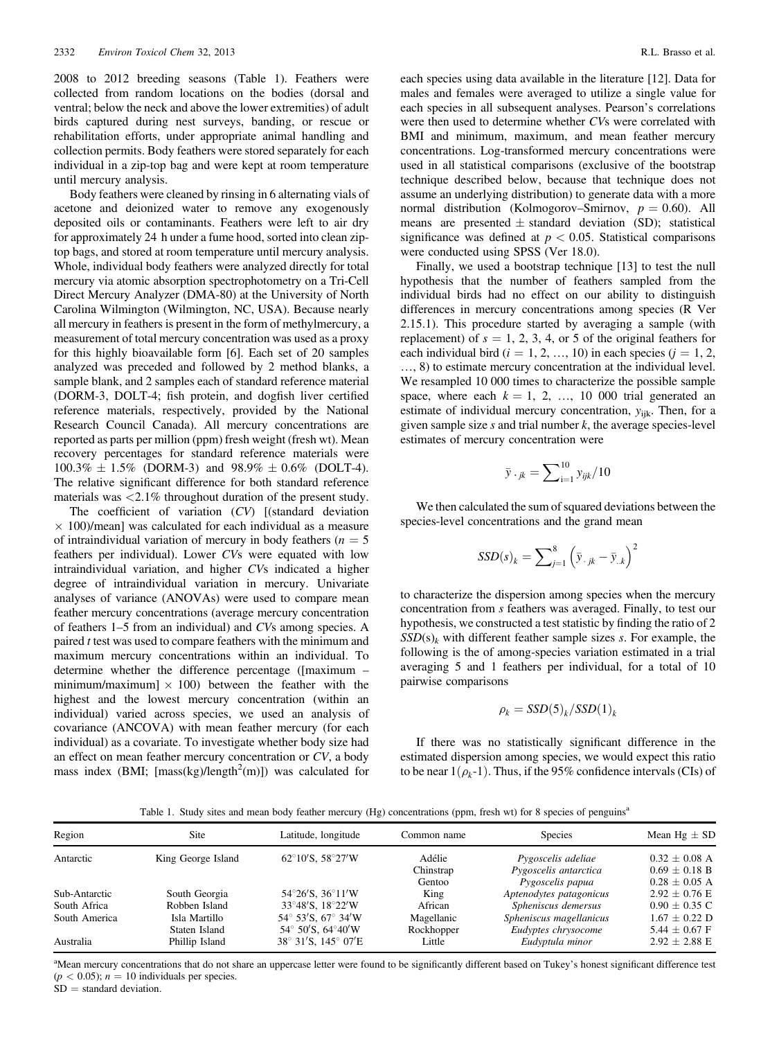2008 to 2012 breeding seasons (Table 1). Feathers were collected from random locations on the bodies (dorsal and ventral; below the neck and above the lower extremities) of adult birds captured during nest surveys, banding, or rescue or rehabilitation efforts, under appropriate animal handling and collection permits. Body feathers were stored separately for each individual in a zip-top bag and were kept at room temperature until mercury analysis.

Body feathers were cleaned by rinsing in 6 alternating vials of acetone and deionized water to remove any exogenously deposited oils or contaminants. Feathers were left to air dry for approximately 24 h under a fume hood, sorted into clean zip-top bags, and stored at room temperature until mercury analysis. Whole, individual body feathers were analyzed directly for total mercury via atomic absorption spectrophotometry on a Tri-Cell Direct Mercury Analyzer (DMA-80) at the University of North Carolina Wilmington (Wilmington, NC, USA). Because nearly all mercury in feathers is present in the form of methylmercury, a measurement of total mercury concentration was used as a proxy for this highly bioavailable form [6]. Each set of 20 samples analyzed was preceded and followed by 2 method blanks, a sample blank, and 2 samples each of standard reference material (DORM-3, DOLT-4; fish protein, and dogfish liver certified reference materials, respectively, provided by the National Research Council Canada). All mercury concentrations are reported as parts per million (ppm) fresh weight (fresh wt). Mean recovery percentages for standard reference materials were 100.3% ± 1.5% (DORM-3) and 98.9% ± 0.6% (DOLT-4). The relative significant difference for both standard reference materials was <2.1% throughout duration of the present study.

The coefficient of variation (*CV*) [(standard deviation × 100)/mean] was calculated for each individual as a measure of intraindividual variation of mercury in body feathers ($n = 5$ feathers per individual). Lower *CV*s were equated with low intraindividual variation, and higher *CV*s indicated a higher degree of intraindividual variation in mercury. Univariate analyses of variance (ANOVAs) were used to compare mean feather mercury concentrations (average mercury concentration of feathers 1–5 from an individual) and *CV*s among species. A paired *t* test was used to compare feathers with the minimum and maximum mercury concentrations within an individual. To determine whether the difference percentage ([maximum – minimum/maximum] × 100) between the feather with the highest and the lowest mercury concentration (within an individual) varied across species, we used an analysis of covariance (ANCOVA) with mean feather mercury (for each individual) as a covariate. To investigate whether body size had an effect on mean feather mercury concentration or *CV*, a body mass index (BMI; [mass(kg)/length$^2$(m)]) was calculated for each species using data available in the literature [12]. Data for males and females were averaged to utilize a single value for each species in all subsequent analyses. Pearson's correlations were then used to determine whether *CV*s were correlated with BMI and minimum, maximum, and mean feather mercury concentrations. Log-transformed mercury concentrations were used in all statistical comparisons (exclusive of the bootstrap technique described below, because that technique does not assume an underlying distribution) to generate data with a more normal distribution (Kolmogorov–Smirnov, $p = 0.60$). All means are presented ± standard deviation (SD); statistical significance was defined at $p < 0.05$. Statistical comparisons were conducted using SPSS (Ver 18.0).

Finally, we used a bootstrap technique [13] to test the null hypothesis that the number of feathers sampled from the individual birds had no effect on our ability to distinguish differences in mercury concentrations among species (R Ver 2.15.1). This procedure started by averaging a sample (with replacement) of $s = 1, 2, 3, 4,$ or $5$ of the original feathers for each individual bird ($i = 1, 2, \ldots, 10$) in each species ($j = 1, 2, \ldots, 8$) to estimate mercury concentration at the individual level. We resampled 10 000 times to characterize the possible sample space, where each $k = 1, 2, \ldots, 10\,000$ trial generated an estimate of individual mercury concentration, $y_{ijk}$. Then, for a given sample size $s$ and trial number $k$, the average species-level estimates of mercury concentration were

$$\bar{y}_{\cdot jk} = \sum\nolimits_{i=1}^{10} y_{ijk}/10$$

We then calculated the sum of squared deviations between the species-level concentrations and the grand mean

$$SSD(s)_k = \sum\nolimits_{j=1}^{8} \left(\bar{y}_{\cdot jk} - \bar{y}_{\cdot\cdot k}\right)^2$$

to characterize the dispersion among species when the mercury concentration from $s$ feathers was averaged. Finally, to test our hypothesis, we constructed a test statistic by finding the ratio of 2 $SSD(s)_k$ with different feather sample sizes $s$. For example, the following is the of among-species variation estimated in a trial averaging 5 and 1 feathers per individual, for a total of 10 pairwise comparisons

$$\rho_k = SSD(5)_k/SSD(1)_k$$

If there was no statistically significant difference in the estimated dispersion among species, we would expect this ratio to be near $1(\rho_k\text{-}1)$. Thus, if the 95% confidence intervals (CIs) of

Table 1. Study sites and mean body feather mercury (Hg) concentrations (ppm, fresh wt) for 8 species of penguins[a]

| Region | Site | Latitude, longitude | Common name | Species | Mean Hg ± SD |
|---|---|---|---|---|---|
| Antarctic | King George Island | 62°10′S, 58°27′W | Adélie | *Pygoscelis adeliae* | 0.32 ± 0.08 A |
| | | | Chinstrap | *Pygoscelis antarctica* | 0.69 ± 0.18 B |
| | | | Gentoo | *Pygoscelis papua* | 0.28 ± 0.05 A |
| Sub-Antarctic | South Georgia | 54°26′S, 36°11′W | King | *Aptenodytes patagonicus* | 2.92 ± 0.76 E |
| South Africa | Robben Island | 33°48′S, 18°22′W | African | *Spheniscus demersus* | 0.90 ± 0.35 C |
| South America | Isla Martillo | 54° 53′S, 67° 34′W | Magellanic | *Spheniscus magellanicus* | 1.67 ± 0.22 D |
| | Staten Island | 54° 50′S, 64°40′W | Rockhopper | *Eudyptes chrysocome* | 5.44 ± 0.67 F |
| Australia | Phillip Island | 38° 31′S, 145° 07′E | Little | *Eudyptula minor* | 2.92 ± 2.88 E |

[a]Mean mercury concentrations that do not share an uppercase letter were found to be significantly different based on Tukey's honest significant difference test ($p < 0.05$); $n = 10$ individuals per species.
SD = standard deviation.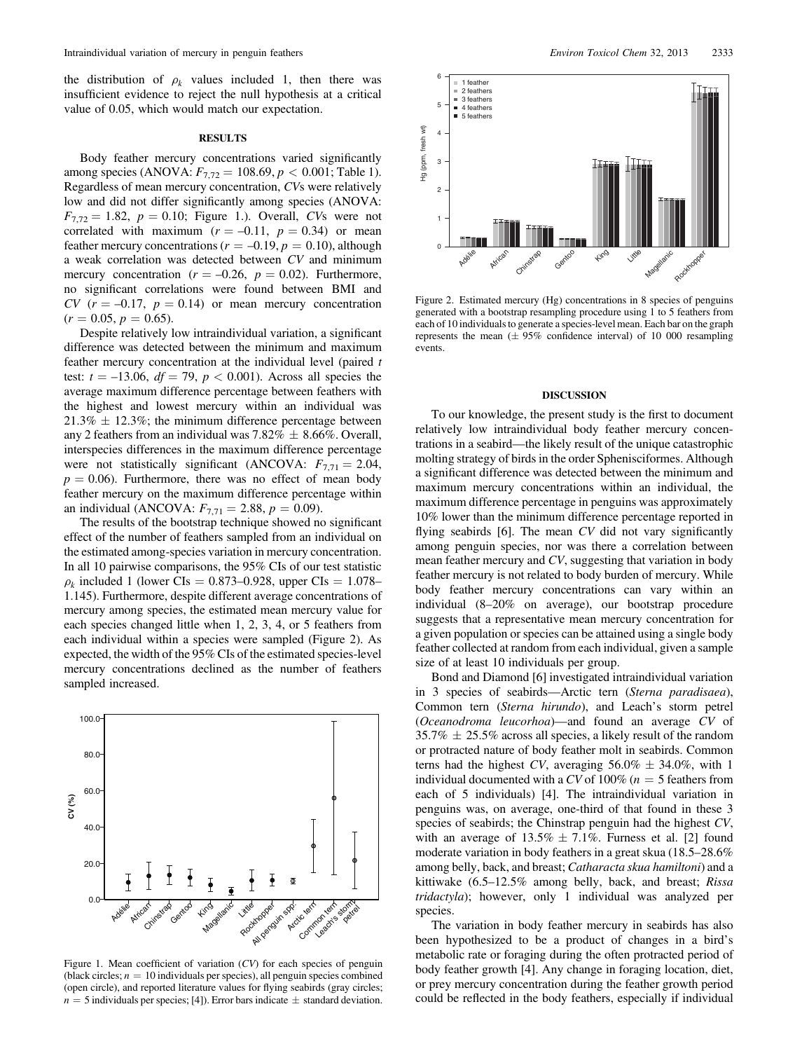the distribution of $\rho_k$ values included 1, then there was insufficient evidence to reject the null hypothesis at a critical value of 0.05, which would match our expectation.

## RESULTS

Body feather mercury concentrations varied significantly among species (ANOVA: $F_{7,72} = 108.69$, $p < 0.001$; Table 1). Regardless of mean mercury concentration, *CV*s were relatively low and did not differ significantly among species (ANOVA: $F_{7,72} = 1.82$, $p = 0.10$; Figure 1.). Overall, *CV*s were not correlated with maximum ($r = -0.11$, $p = 0.34$) or mean feather mercury concentrations ($r = -0.19$, $p = 0.10$), although a weak correlation was detected between *CV* and minimum mercury concentration ($r = -0.26$, $p = 0.02$). Furthermore, no significant correlations were found between BMI and *CV* ($r = -0.17$, $p = 0.14$) or mean mercury concentration ($r = 0.05$, $p = 0.65$).

Despite relatively low intraindividual variation, a significant difference was detected between the minimum and maximum feather mercury concentration at the individual level (paired *t* test: $t = -13.06$, $df = 79$, $p < 0.001$). Across all species the average maximum difference percentage between feathers with the highest and lowest mercury within an individual was 21.3% ± 12.3%; the minimum difference percentage between any 2 feathers from an individual was 7.82% ± 8.66%. Overall, interspecies differences in the maximum difference percentage were not statistically significant (ANCOVA: $F_{7,71} = 2.04$, $p = 0.06$). Furthermore, there was no effect of mean body feather mercury on the maximum difference percentage within an individual (ANCOVA: $F_{7,71} = 2.88$, $p = 0.09$).

The results of the bootstrap technique showed no significant effect of the number of feathers sampled from an individual on the estimated among-species variation in mercury concentration. In all 10 pairwise comparisons, the 95% CIs of our test statistic $\rho_k$ included 1 (lower CIs = 0.873–0.928, upper CIs = 1.078–1.145). Furthermore, despite different average concentrations of mercury among species, the estimated mean mercury value for each species changed little when 1, 2, 3, 4, or 5 feathers from each individual within a species were sampled (Figure 2). As expected, the width of the 95% CIs of the estimated species-level mercury concentrations declined as the number of feathers sampled increased.

Figure 1. Mean coefficient of variation (*CV*) for each species of penguin (black circles; $n = 10$ individuals per species), all penguin species combined (open circle), and reported literature values for flying seabirds (gray circles; $n = 5$ individuals per species; [4]). Error bars indicate ± standard deviation.

Figure 2. Estimated mercury (Hg) concentrations in 8 species of penguins generated with a bootstrap resampling procedure using 1 to 5 feathers from each of 10 individuals to generate a species-level mean. Each bar on the graph represents the mean (± 95% confidence interval) of 10 000 resampling events.

## DISCUSSION

To our knowledge, the present study is the first to document relatively low intraindividual body feather mercury concentrations in a seabird—the likely result of the unique catastrophic molting strategy of birds in the order Sphenisciformes. Although a significant difference was detected between the minimum and maximum mercury concentrations within an individual, the maximum difference percentage in penguins was approximately 10% lower than the minimum difference percentage reported in flying seabirds [6]. The mean *CV* did not vary significantly among penguin species, nor was there a correlation between mean feather mercury and *CV*, suggesting that variation in body feather mercury is not related to body burden of mercury. While body feather mercury concentrations can vary within an individual (8–20% on average), our bootstrap procedure suggests that a representative mean mercury concentration for a given population or species can be attained using a single body feather collected at random from each individual, given a sample size of at least 10 individuals per group.

Bond and Diamond [6] investigated intraindividual variation in 3 species of seabirds—Arctic tern (*Sterna paradisaea*), Common tern (*Sterna hirundo*), and Leach's storm petrel (*Oceanodroma leucorhoa*)—and found an average *CV* of 35.7% ± 25.5% across all species, a likely result of the random or protracted nature of body feather molt in seabirds. Common terns had the highest *CV*, averaging 56.0% ± 34.0%, with 1 individual documented with a *CV* of 100% ($n = 5$ feathers from each of 5 individuals) [4]. The intraindividual variation in penguins was, on average, one-third of that found in these 3 species of seabirds; the Chinstrap penguin had the highest *CV*, with an average of 13.5% ± 7.1%. Furness et al. [2] found moderate variation in body feathers in a great skua (18.5–28.6% among belly, back, and breast; *Catharacta skua hamiltoni*) and a kittiwake (6.5–12.5% among belly, back, and breast; *Rissa tridactyla*); however, only 1 individual was analyzed per species.

The variation in body feather mercury in seabirds has also been hypothesized to be a product of changes in a bird's metabolic rate or foraging during the often protracted period of body feather growth [4]. Any change in foraging location, diet, or prey mercury concentration during the feather growth period could be reflected in the body feathers, especially if individual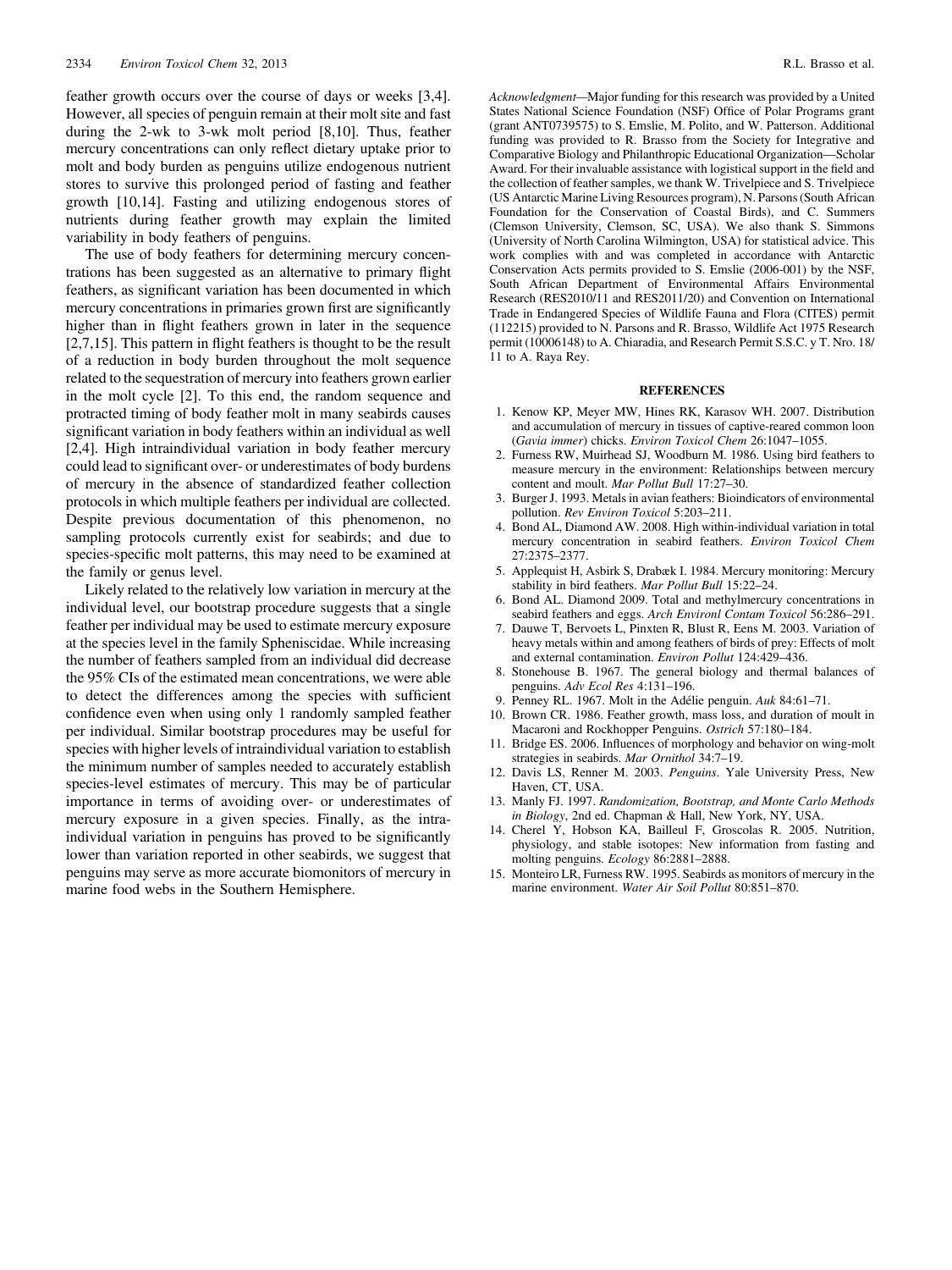feather growth occurs over the course of days or weeks [3,4]. However, all species of penguin remain at their molt site and fast during the 2-wk to 3-wk molt period [8,10]. Thus, feather mercury concentrations can only reflect dietary uptake prior to molt and body burden as penguins utilize endogenous nutrient stores to survive this prolonged period of fasting and feather growth [10,14]. Fasting and utilizing endogenous stores of nutrients during feather growth may explain the limited variability in body feathers of penguins.

The use of body feathers for determining mercury concentrations has been suggested as an alternative to primary flight feathers, as significant variation has been documented in which mercury concentrations in primaries grown first are significantly higher than in flight feathers grown in later in the sequence [2,7,15]. This pattern in flight feathers is thought to be the result of a reduction in body burden throughout the molt sequence related to the sequestration of mercury into feathers grown earlier in the molt cycle [2]. To this end, the random sequence and protracted timing of body feather molt in many seabirds causes significant variation in body feathers within an individual as well [2,4]. High intraindividual variation in body feather mercury could lead to significant over- or underestimates of body burdens of mercury in the absence of standardized feather collection protocols in which multiple feathers per individual are collected. Despite previous documentation of this phenomenon, no sampling protocols currently exist for seabirds; and due to species-specific molt patterns, this may need to be examined at the family or genus level.

Likely related to the relatively low variation in mercury at the individual level, our bootstrap procedure suggests that a single feather per individual may be used to estimate mercury exposure at the species level in the family Spheniscidae. While increasing the number of feathers sampled from an individual did decrease the 95% CIs of the estimated mean concentrations, we were able to detect the differences among the species with sufficient confidence even when using only 1 randomly sampled feather per individual. Similar bootstrap procedures may be useful for species with higher levels of intraindividual variation to establish the minimum number of samples needed to accurately establish species-level estimates of mercury. This may be of particular importance in terms of avoiding over- or underestimates of mercury exposure in a given species. Finally, as the intraindividual variation in penguins has proved to be significantly lower than variation reported in other seabirds, we suggest that penguins may serve as more accurate biomonitors of mercury in marine food webs in the Southern Hemisphere.

*Acknowledgment*—Major funding for this research was provided by a United States National Science Foundation (NSF) Office of Polar Programs grant (grant ANT0739575) to S. Emslie, M. Polito, and W. Patterson. Additional funding was provided to R. Brasso from the Society for Integrative and Comparative Biology and Philanthropic Educational Organization—Scholar Award. For their invaluable assistance with logistical support in the field and the collection of feather samples, we thank W. Trivelpiece and S. Trivelpiece (US Antarctic Marine Living Resources program), N. Parsons (South African Foundation for the Conservation of Coastal Birds), and C. Summers (Clemson University, Clemson, SC, USA). We also thank S. Simmons (University of North Carolina Wilmington, USA) for statistical advice. This work complies with and was completed in accordance with Antarctic Conservation Acts permits provided to S. Emslie (2006-001) by the NSF, South African Department of Environmental Affairs Environmental Research (RES2010/11 and RES2011/20) and Convention on International Trade in Endangered Species of Wildlife Fauna and Flora (CITES) permit (112215) provided to N. Parsons and R. Brasso, Wildlife Act 1975 Research permit (10006148) to A. Chiaradia, and Research Permit S.S.C. y T. Nro. 18/11 to A. Raya Rey.

## REFERENCES

1. Kenow KP, Meyer MW, Hines RK, Karasov WH. 2007. Distribution and accumulation of mercury in tissues of captive-reared common loon (*Gavia immer*) chicks. *Environ Toxicol Chem* 26:1047–1055.
2. Furness RW, Muirhead SJ, Woodburn M. 1986. Using bird feathers to measure mercury in the environment: Relationships between mercury content and moult. *Mar Pollut Bull* 17:27–30.
3. Burger J. 1993. Metals in avian feathers: Bioindicators of environmental pollution. *Rev Environ Toxicol* 5:203–211.
4. Bond AL, Diamond AW. 2008. High within-individual variation in total mercury concentration in seabird feathers. *Environ Toxicol Chem* 27:2375–2377.
5. Applequist H, Asbirk S, Drabæk I. 1984. Mercury monitoring: Mercury stability in bird feathers. *Mar Pollut Bull* 15:22–24.
6. Bond AL. Diamond 2009. Total and methylmercury concentrations in seabird feathers and eggs. *Arch Environl Contam Toxicol* 56:286–291.
7. Dauwe T, Bervoets L, Pinxten R, Blust R, Eens M. 2003. Variation of heavy metals within and among feathers of birds of prey: Effects of molt and external contamination. *Environ Pollut* 124:429–436.
8. Stonehouse B. 1967. The general biology and thermal balances of penguins. *Adv Ecol Res* 4:131–196.
9. Penney RL. 1967. Molt in the Adélie penguin. *Auk* 84:61–71.
10. Brown CR. 1986. Feather growth, mass loss, and duration of moult in Macaroni and Rockhopper Penguins. *Ostrich* 57:180–184.
11. Bridge ES. 2006. Influences of morphology and behavior on wing-molt strategies in seabirds. *Mar Ornithol* 34:7–19.
12. Davis LS, Renner M. 2003. *Penguins*. Yale University Press, New Haven, CT, USA.
13. Manly FJ. 1997. *Randomization, Bootstrap, and Monte Carlo Methods in Biology*, 2nd ed. Chapman & Hall, New York, NY, USA.
14. Cherel Y, Hobson KA, Bailleul F, Groscolas R. 2005. Nutrition, physiology, and stable isotopes: New information from fasting and molting penguins. *Ecology* 86:2881–2888.
15. Monteiro LR, Furness RW. 1995. Seabirds as monitors of mercury in the marine environment. *Water Air Soil Pollut* 80:851–870.